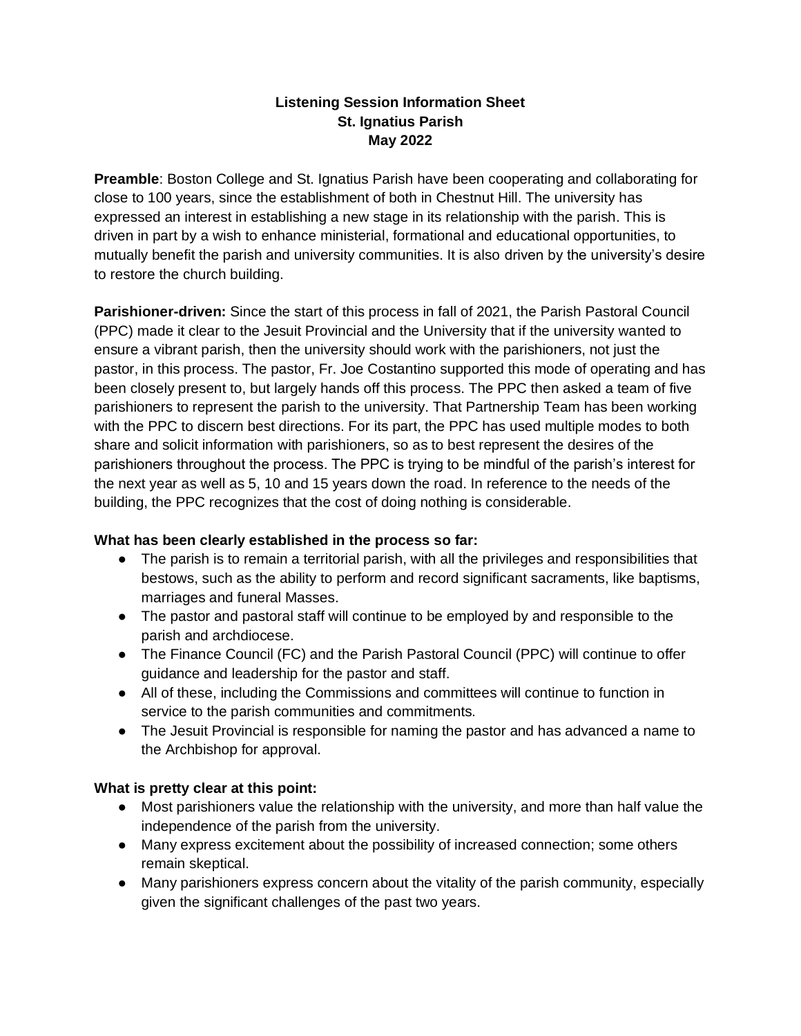**Listening Session Information Sheet**
**St. Ignatius Parish**
**May 2022**

**Preamble**: Boston College and St. Ignatius Parish have been cooperating and collaborating for close to 100 years, since the establishment of both in Chestnut Hill. The university has expressed an interest in establishing a new stage in its relationship with the parish. This is driven in part by a wish to enhance ministerial, formational and educational opportunities, to mutually benefit the parish and university communities. It is also driven by the university's desire to restore the church building.

**Parishioner-driven:** Since the start of this process in fall of 2021, the Parish Pastoral Council (PPC) made it clear to the Jesuit Provincial and the University that if the university wanted to ensure a vibrant parish, then the university should work with the parishioners, not just the pastor, in this process. The pastor, Fr. Joe Costantino supported this mode of operating and has been closely present to, but largely hands off this process. The PPC then asked a team of five parishioners to represent the parish to the university. That Partnership Team has been working with the PPC to discern best directions. For its part, the PPC has used multiple modes to both share and solicit information with parishioners, so as to best represent the desires of the parishioners throughout the process. The PPC is trying to be mindful of the parish's interest for the next year as well as 5, 10 and 15 years down the road. In reference to the needs of the building, the PPC recognizes that the cost of doing nothing is considerable.

**What has been clearly established in the process so far:**

- The parish is to remain a territorial parish, with all the privileges and responsibilities that bestows, such as the ability to perform and record significant sacraments, like baptisms, marriages and funeral Masses.
- The pastor and pastoral staff will continue to be employed by and responsible to the parish and archdiocese.
- The Finance Council (FC) and the Parish Pastoral Council (PPC) will continue to offer guidance and leadership for the pastor and staff.
- All of these, including the Commissions and committees will continue to function in service to the parish communities and commitments.
- The Jesuit Provincial is responsible for naming the pastor and has advanced a name to the Archbishop for approval.

**What is pretty clear at this point:**

- Most parishioners value the relationship with the university, and more than half value the independence of the parish from the university.
- Many express excitement about the possibility of increased connection; some others remain skeptical.
- Many parishioners express concern about the vitality of the parish community, especially given the significant challenges of the past two years.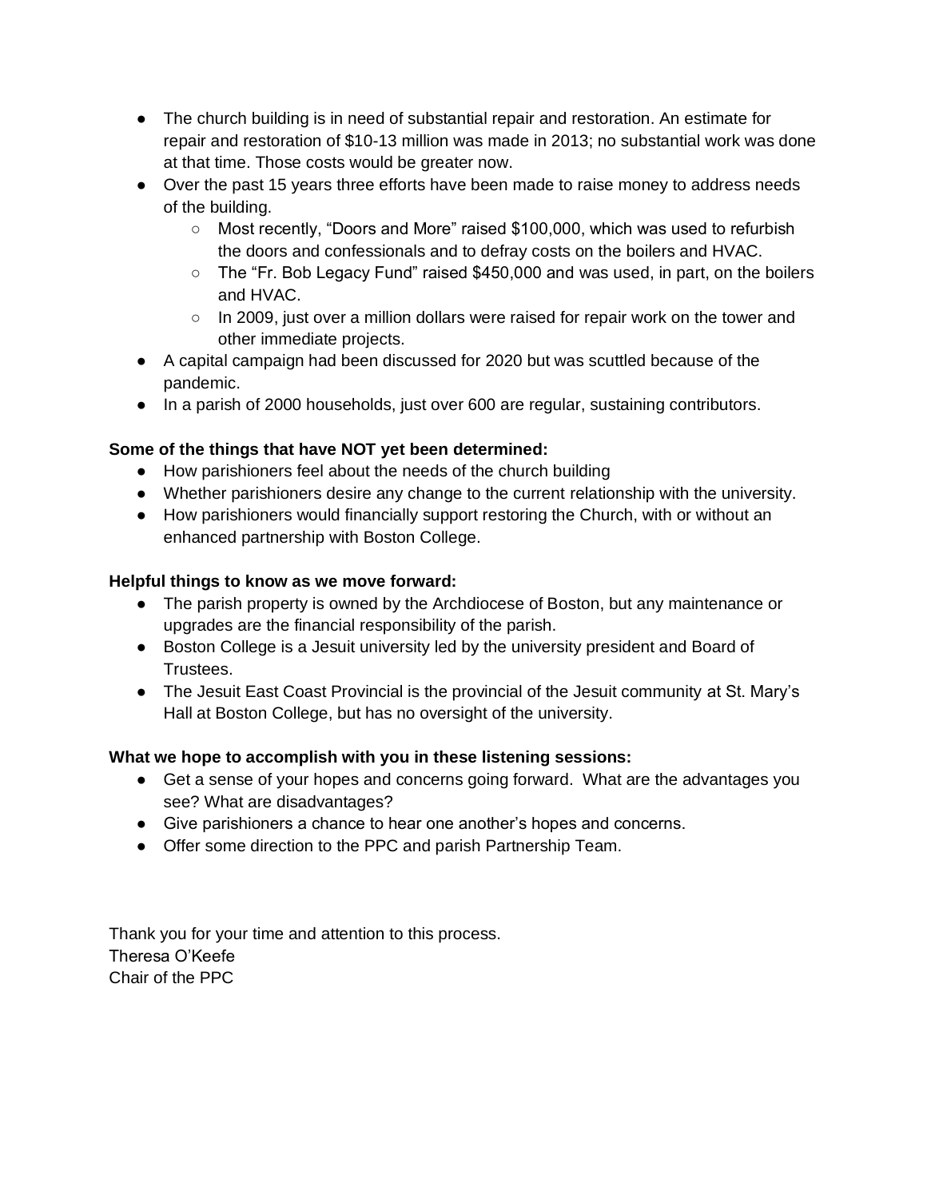- The church building is in need of substantial repair and restoration. An estimate for repair and restoration of $10-13 million was made in 2013; no substantial work was done at that time. Those costs would be greater now.
- Over the past 15 years three efforts have been made to raise money to address needs of the building.
  - Most recently, "Doors and More" raised $100,000, which was used to refurbish the doors and confessionals and to defray costs on the boilers and HVAC.
  - The "Fr. Bob Legacy Fund" raised $450,000 and was used, in part, on the boilers and HVAC.
  - In 2009, just over a million dollars were raised for repair work on the tower and other immediate projects.
- A capital campaign had been discussed for 2020 but was scuttled because of the pandemic.
- In a parish of 2000 households, just over 600 are regular, sustaining contributors.

**Some of the things that have NOT yet been determined:**

- How parishioners feel about the needs of the church building
- Whether parishioners desire any change to the current relationship with the university.
- How parishioners would financially support restoring the Church, with or without an enhanced partnership with Boston College.

**Helpful things to know as we move forward:**

- The parish property is owned by the Archdiocese of Boston, but any maintenance or upgrades are the financial responsibility of the parish.
- Boston College is a Jesuit university led by the university president and Board of Trustees.
- The Jesuit East Coast Provincial is the provincial of the Jesuit community at St. Mary's Hall at Boston College, but has no oversight of the university.

**What we hope to accomplish with you in these listening sessions:**

- Get a sense of your hopes and concerns going forward. What are the advantages you see? What are disadvantages?
- Give parishioners a chance to hear one another's hopes and concerns.
- Offer some direction to the PPC and parish Partnership Team.

Thank you for your time and attention to this process.
Theresa O'Keefe
Chair of the PPC